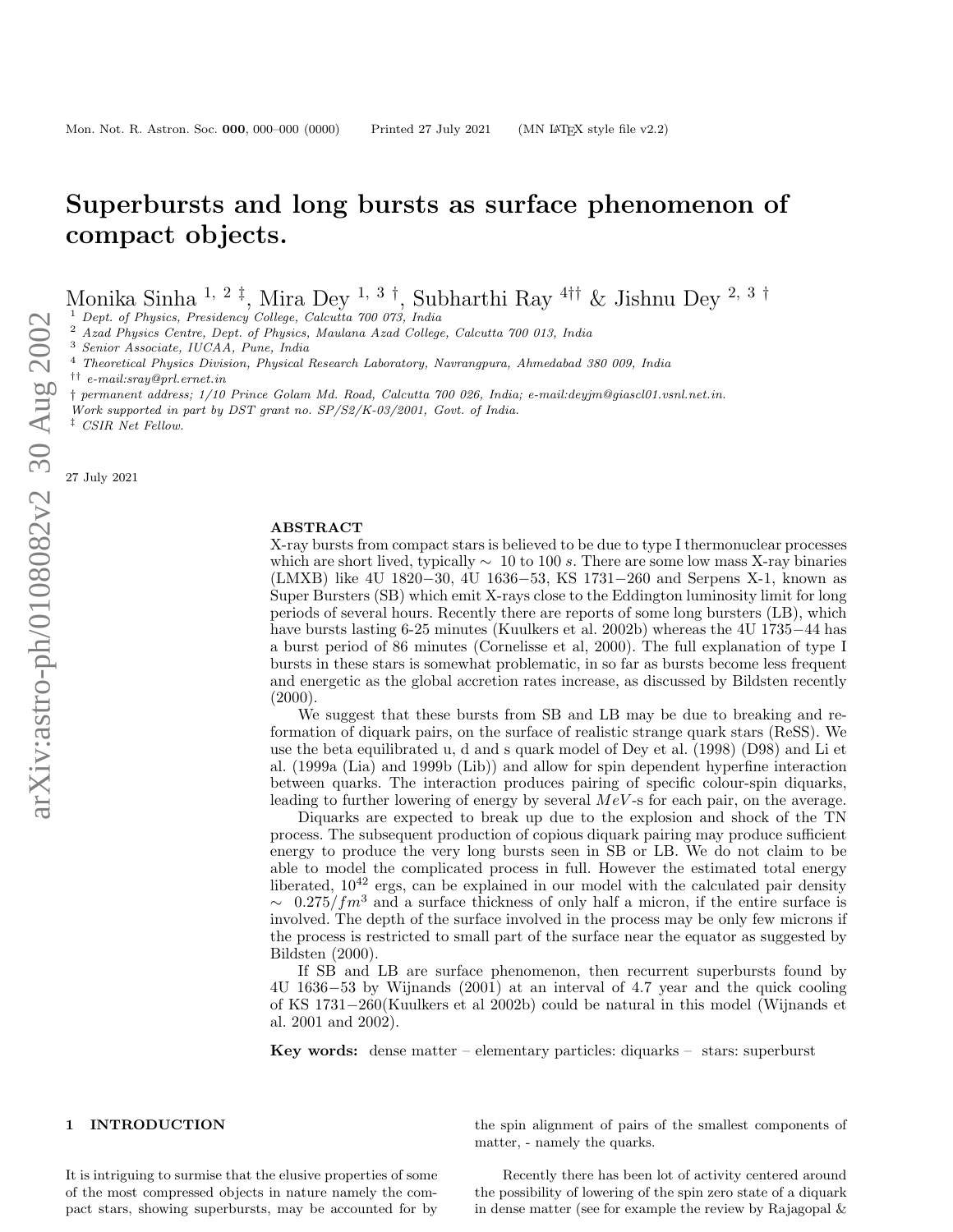# Superbursts and long bursts as surface phenomenon of compact objects.

Monika Sinha [1, 2 ‡], Mira Dey [1, 3 †], Subharthi Ray [4††] & Jishnu Dey [2, 3 †]

[1] Dept. of Physics, Presidency College, Calcutta 700 073, India
[2] Azad Physics Centre, Dept. of Physics, Maulana Azad College, Calcutta 700 013, India
[3] Senior Associate, IUCAA, Pune, India
[4] Theoretical Physics Division, Physical Research Laboratory, Navrangpura, Ahmedabad 380 009, India
[††] e-mail:sray@prl.ernet.in
[†] permanent address; 1/10 Prince Golam Md. Road, Calcutta 700 026, India; e-mail:deyjm@giascl01.vsnl.net.in.
Work supported in part by DST grant no. SP/S2/K-03/2001, Govt. of India.
[‡] CSIR Net Fellow.

27 July 2021

## ABSTRACT

X-ray bursts from compact stars is believed to be due to type I thermonuclear processes which are short lived, typically $\sim$ 10 to 100 $s$. There are some low mass X-ray binaries (LMXB) like 4U 1820−30, 4U 1636−53, KS 1731−260 and Serpens X-1, known as Super Bursters (SB) which emit X-rays close to the Eddington luminosity limit for long periods of several hours. Recently there are reports of some long bursters (LB), which have bursts lasting 6-25 minutes (Kuulkers et al. 2002b) whereas the 4U 1735−44 has a burst period of 86 minutes (Cornelisse et al, 2000). The full explanation of type I bursts in these stars is somewhat problematic, in so far as bursts become less frequent and energetic as the global accretion rates increase, as discussed by Bildsten recently (2000).

We suggest that these bursts from SB and LB may be due to breaking and reformation of diquark pairs, on the surface of realistic strange quark stars (ReSS). We use the beta equilibrated u, d and s quark model of Dey et al. (1998) (D98) and Li et al. (1999a (Lia) and 1999b (Lib)) and allow for spin dependent hyperfine interaction between quarks. The interaction produces pairing of specific colour-spin diquarks, leading to further lowering of energy by several $MeV$-s for each pair, on the average.

Diquarks are expected to break up due to the explosion and shock of the TN process. The subsequent production of copious diquark pairing may produce sufficient energy to produce the very long bursts seen in SB or LB. We do not claim to be able to model the complicated process in full. However the estimated total energy liberated, $10^{42}$ ergs, can be explained in our model with the calculated pair density $\sim$ $0.275/fm^3$ and a surface thickness of only half a micron, if the entire surface is involved. The depth of the surface involved in the process may be only few microns if the process is restricted to small part of the surface near the equator as suggested by Bildsten (2000).

If SB and LB are surface phenomenon, then recurrent superbursts found by 4U 1636−53 by Wijnands (2001) at an interval of 4.7 year and the quick cooling of KS 1731−260(Kuulkers et al 2002b) could be natural in this model (Wijnands et al. 2001 and 2002).

**Key words:** dense matter – elementary particles: diquarks – stars: superburst

## 1 INTRODUCTION

It is intriguing to surmise that the elusive properties of some of the most compressed objects in nature namely the compact stars, showing superbursts, may be accounted for by the spin alignment of pairs of the smallest components of matter, - namely the quarks.

Recently there has been lot of activity centered around the possibility of lowering of the spin zero state of a diquark in dense matter (see for example the review by Rajagopal &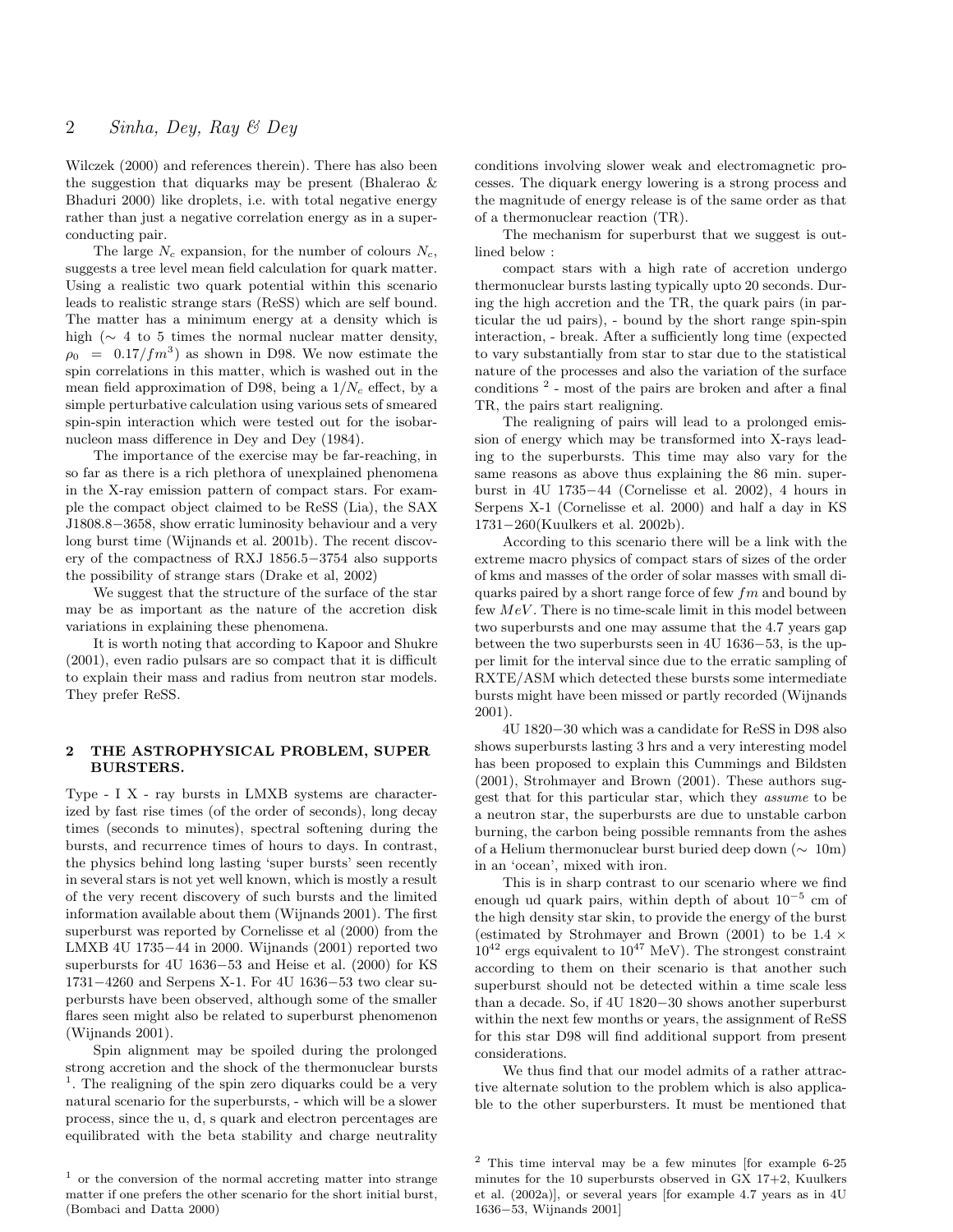Wilczek (2000) and references therein). There has also been the suggestion that diquarks may be present (Bhalerao & Bhaduri 2000) like droplets, i.e. with total negative energy rather than just a negative correlation energy as in a superconducting pair.

The large $N_c$ expansion, for the number of colours $N_c$, suggests a tree level mean field calculation for quark matter. Using a realistic two quark potential within this scenario leads to realistic strange stars (ReSS) which are self bound. The matter has a minimum energy at a density which is high ($\sim$ 4 to 5 times the normal nuclear matter density, $\rho_0 = 0.17/fm^3$) as shown in D98. We now estimate the spin correlations in this matter, which is washed out in the mean field approximation of D98, being a $1/N_c$ effect, by a simple perturbative calculation using various sets of smeared spin-spin interaction which were tested out for the isobar-nucleon mass difference in Dey and Dey (1984).

The importance of the exercise may be far-reaching, in so far as there is a rich plethora of unexplained phenomena in the X-ray emission pattern of compact stars. For example the compact object claimed to be ReSS (Lia), the SAX J1808.8−3658, show erratic luminosity behaviour and a very long burst time (Wijnands et al. 2001b). The recent discovery of the compactness of RXJ 1856.5−3754 also supports the possibility of strange stars (Drake et al, 2002)

We suggest that the structure of the surface of the star may be as important as the nature of the accretion disk variations in explaining these phenomena.

It is worth noting that according to Kapoor and Shukre (2001), even radio pulsars are so compact that it is difficult to explain their mass and radius from neutron star models. They prefer ReSS.

## 2 THE ASTROPHYSICAL PROBLEM, SUPER BURSTERS.

Type - I X - ray bursts in LMXB systems are characterized by fast rise times (of the order of seconds), long decay times (seconds to minutes), spectral softening during the bursts, and recurrence times of hours to days. In contrast, the physics behind long lasting 'super bursts' seen recently in several stars is not yet well known, which is mostly a result of the very recent discovery of such bursts and the limited information available about them (Wijnands 2001). The first superburst was reported by Cornelisse et al (2000) from the LMXB 4U 1735−44 in 2000. Wijnands (2001) reported two superbursts for 4U 1636−53 and Heise et al. (2000) for KS 1731−4260 and Serpens X-1. For 4U 1636−53 two clear superbursts have been observed, although some of the smaller flares seen might also be related to superburst phenomenon (Wijnands 2001).

Spin alignment may be spoiled during the prolonged strong accretion and the shock of the thermonuclear bursts [1]. The realigning of the spin zero diquarks could be a very natural scenario for the superbursts, - which will be a slower process, since the u, d, s quark and electron percentages are equilibrated with the beta stability and charge neutrality conditions involving slower weak and electromagnetic processes. The diquark energy lowering is a strong process and the magnitude of energy release is of the same order as that of a thermonuclear reaction (TR).

The mechanism for superburst that we suggest is outlined below :

compact stars with a high rate of accretion undergo thermonuclear bursts lasting typically upto 20 seconds. During the high accretion and the TR, the quark pairs (in particular the ud pairs), - bound by the short range spin-spin interaction, - break. After a sufficiently long time (expected to vary substantially from star to star due to the statistical nature of the processes and also the variation of the surface conditions [2] - most of the pairs are broken and after a final TR, the pairs start realigning.

The realigning of pairs will lead to a prolonged emission of energy which may be transformed into X-rays leading to the superbursts. This time may also vary for the same reasons as above thus explaining the 86 min. superburst in 4U 1735−44 (Cornelisse et al. 2002), 4 hours in Serpens X-1 (Cornelisse et al. 2000) and half a day in KS 1731−260(Kuulkers et al. 2002b).

According to this scenario there will be a link with the extreme macro physics of compact stars of sizes of the order of kms and masses of the order of solar masses with small diquarks paired by a short range force of few $fm$ and bound by few $MeV$. There is no time-scale limit in this model between two superbursts and one may assume that the 4.7 years gap between the two superbursts seen in 4U 1636−53, is the upper limit for the interval since due to the erratic sampling of RXTE/ASM which detected these bursts some intermediate bursts might have been missed or partly recorded (Wijnands 2001).

4U 1820−30 which was a candidate for ReSS in D98 also shows superbursts lasting 3 hrs and a very interesting model has been proposed to explain this Cummings and Bildsten (2001), Strohmayer and Brown (2001). These authors suggest that for this particular star, which they *assume* to be a neutron star, the superbursts are due to unstable carbon burning, the carbon being possible remnants from the ashes of a Helium thermonuclear burst buried deep down ($\sim$ 10m) in an 'ocean', mixed with iron.

This is in sharp contrast to our scenario where we find enough ud quark pairs, within depth of about $10^{-5}$ cm of the high density star skin, to provide the energy of the burst (estimated by Strohmayer and Brown (2001) to be $1.4 \times 10^{42}$ ergs equivalent to $10^{47}$ MeV). The strongest constraint according to them on their scenario is that another such superburst should not be detected within a time scale less than a decade. So, if 4U 1820−30 shows another superburst within the next few months or years, the assignment of ReSS for this star D98 will find additional support from present considerations.

We thus find that our model admits of a rather attractive alternate solution to the problem which is also applicable to the other superbursters. It must be mentioned that

[1] or the conversion of the normal accreting matter into strange matter if one prefers the other scenario for the short initial burst, (Bombaci and Datta 2000)

[2] This time interval may be a few minutes [for example 6-25 minutes for the 10 superbursts observed in GX 17+2, Kuulkers et al. (2002a)], or several years [for example 4.7 years as in 4U 1636−53, Wijnands 2001]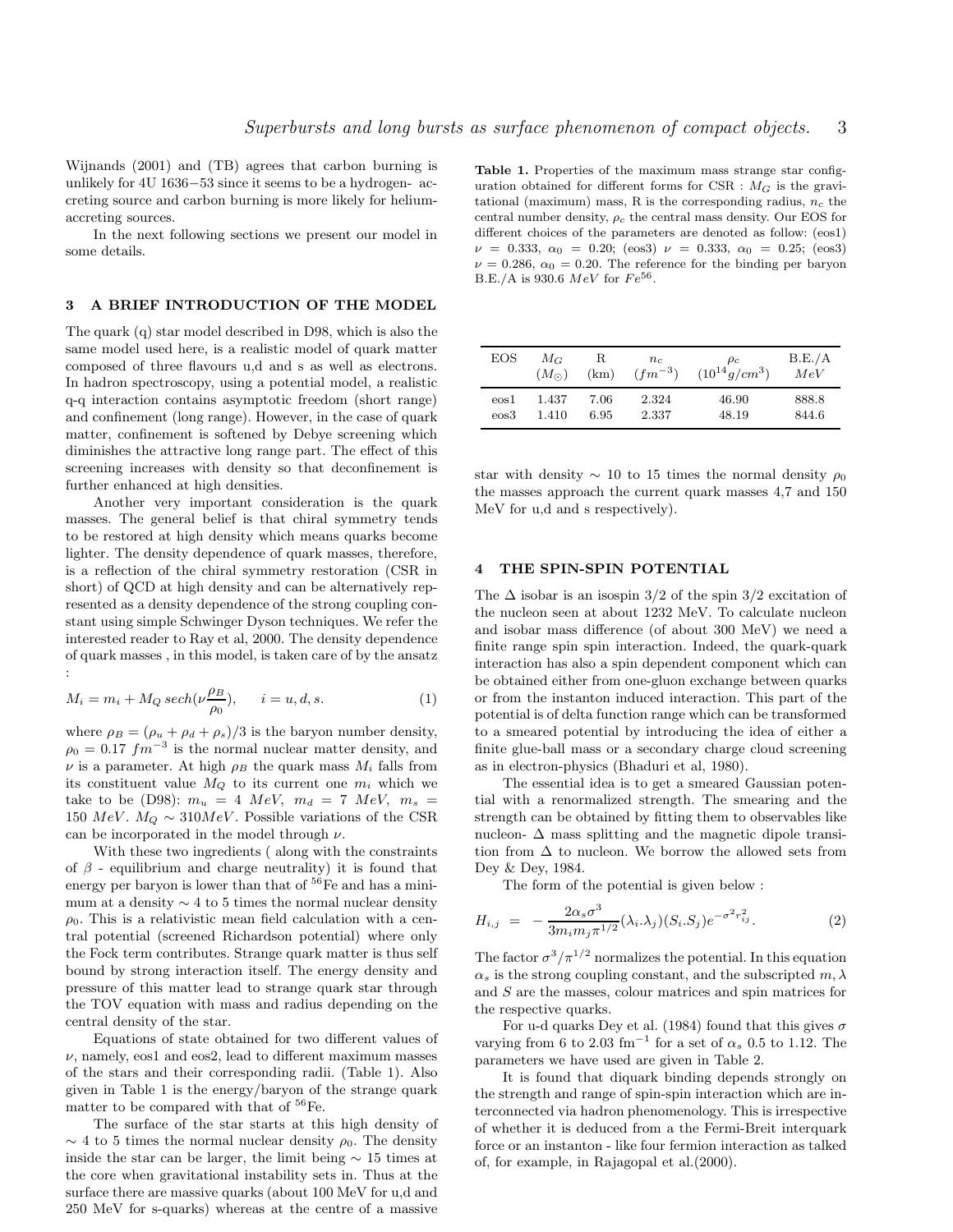Wijnands (2001) and (TB) agrees that carbon burning is unlikely for 4U 1636−53 since it seems to be a hydrogen- accreting source and carbon burning is more likely for helium-accreting sources.

In the next following sections we present our model in some details.

## 3 A BRIEF INTRODUCTION OF THE MODEL

The quark (q) star model described in D98, which is also the same model used here, is a realistic model of quark matter composed of three flavours u,d and s as well as electrons. In hadron spectroscopy, using a potential model, a realistic q-q interaction contains asymptotic freedom (short range) and confinement (long range). However, in the case of quark matter, confinement is softened by Debye screening which diminishes the attractive long range part. The effect of this screening increases with density so that deconfinement is further enhanced at high densities.

Another very important consideration is the quark masses. The general belief is that chiral symmetry tends to be restored at high density which means quarks become lighter. The density dependence of quark masses, therefore, is a reflection of the chiral symmetry restoration (CSR in short) of QCD at high density and can be alternatively represented as a density dependence of the strong coupling constant using simple Schwinger Dyson techniques. We refer the interested reader to Ray et al, 2000. The density dependence of quark masses , in this model, is taken care of by the ansatz :

$$M_i = m_i + M_Q \, sech(\nu \frac{\rho_B}{\rho_0}), \qquad i = u, d, s. \tag{1}$$

where $\rho_B = (\rho_u + \rho_d + \rho_s)/3$ is the baryon number density, $\rho_0 = 0.17 \ fm^{-3}$ is the normal nuclear matter density, and $\nu$ is a parameter. At high $\rho_B$ the quark mass $M_i$ falls from its constituent value $M_Q$ to its current one $m_i$ which we take to be (D98): $m_u = 4 \ MeV$, $m_d = 7 \ MeV$, $m_s = 150 \ MeV$. $M_Q \sim 310 MeV$. Possible variations of the CSR can be incorporated in the model through $\nu$.

With these two ingredients ( along with the constraints of $\beta$ - equilibrium and charge neutrality) it is found that energy per baryon is lower than that of $^{56}$Fe and has a minimum at a density $\sim 4$ to 5 times the normal nuclear density $\rho_0$. This is a relativistic mean field calculation with a central potential (screened Richardson potential) where only the Fock term contributes. Strange quark matter is thus self bound by strong interaction itself. The energy density and pressure of this matter lead to strange quark star through the TOV equation with mass and radius depending on the central density of the star.

Equations of state obtained for two different values of $\nu$, namely, eos1 and eos2, lead to different maximum masses of the stars and their corresponding radii. (Table 1). Also given in Table 1 is the energy/baryon of the strange quark matter to be compared with that of $^{56}$Fe.

The surface of the star starts at this high density of $\sim 4$ to 5 times the normal nuclear density $\rho_0$. The density inside the star can be larger, the limit being $\sim 15$ times at the core when gravitational instability sets in. Thus at the surface there are massive quarks (about 100 MeV for u,d and 250 MeV for s-quarks) whereas at the centre of a massive star with density $\sim 10$ to 15 times the normal density $\rho_0$ the masses approach the current quark masses 4,7 and 150 MeV for u,d and s respectively).

**Table 1.** Properties of the maximum mass strange star configuration obtained for different forms for CSR : $M_G$ is the gravitational (maximum) mass, R is the corresponding radius, $n_c$ the central number density, $\rho_c$ the central mass density. Our EOS for different choices of the parameters are denoted as follow: (eos1) $\nu = 0.333$, $\alpha_0 = 0.20$; (eos3) $\nu = 0.333$, $\alpha_0 = 0.25$; (eos3) $\nu = 0.286$, $\alpha_0 = 0.20$. The reference for the binding per baryon B.E./A is 930.6 $MeV$ for $Fe^{56}$.

| EOS | $M_G$ ($M_\odot$) | R (km) | $n_c$ ($fm^{-3}$) | $\rho_c$ ($10^{14} g/cm^3$) | B.E./A $MeV$ |
|---|---|---|---|---|---|
| eos1 | 1.437 | 7.06 | 2.324 | 46.90 | 888.8 |
| eos3 | 1.410 | 6.95 | 2.337 | 48.19 | 844.6 |

## 4 THE SPIN-SPIN POTENTIAL

The $\Delta$ isobar is an isospin 3/2 of the spin 3/2 excitation of the nucleon seen at about 1232 MeV. To calculate nucleon and isobar mass difference (of about 300 MeV) we need a finite range spin spin interaction. Indeed, the quark-quark interaction has also a spin dependent component which can be obtained either from one-gluon exchange between quarks or from the instanton induced interaction. This part of the potential is of delta function range which can be transformed to a smeared potential by introducing the idea of either a finite glue-ball mass or a secondary charge cloud screening as in electron-physics (Bhaduri et al, 1980).

The essential idea is to get a smeared Gaussian potential with a renormalized strength. The smearing and the strength can be obtained by fitting them to observables like nucleon- $\Delta$ mass splitting and the magnetic dipole transition from $\Delta$ to nucleon. We borrow the allowed sets from Dey & Dey, 1984.

The form of the potential is given below :

$$H_{i,j} \;\; = \;\; -\frac{2\alpha_s \sigma^3}{3 m_i m_j \pi^{1/2}} (\lambda_i . \lambda_j)(S_i . S_j) e^{-\sigma^2 r_{ij}^2}. \tag{2}$$

The factor $\sigma^3/\pi^{1/2}$ normalizes the potential. In this equation $\alpha_s$ is the strong coupling constant, and the subscripted $m, \lambda$ and $S$ are the masses, colour matrices and spin matrices for the respective quarks.

For u-d quarks Dey et al. (1984) found that this gives $\sigma$ varying from 6 to 2.03 fm$^{-1}$ for a set of $\alpha_s$ 0.5 to 1.12. The parameters we have used are given in Table 2.

It is found that diquark binding depends strongly on the strength and range of spin-spin interaction which are interconnected via hadron phenomenology. This is irrespective of whether it is deduced from a the Fermi-Breit interquark force or an instanton - like four fermion interaction as talked of, for example, in Rajagopal et al.(2000).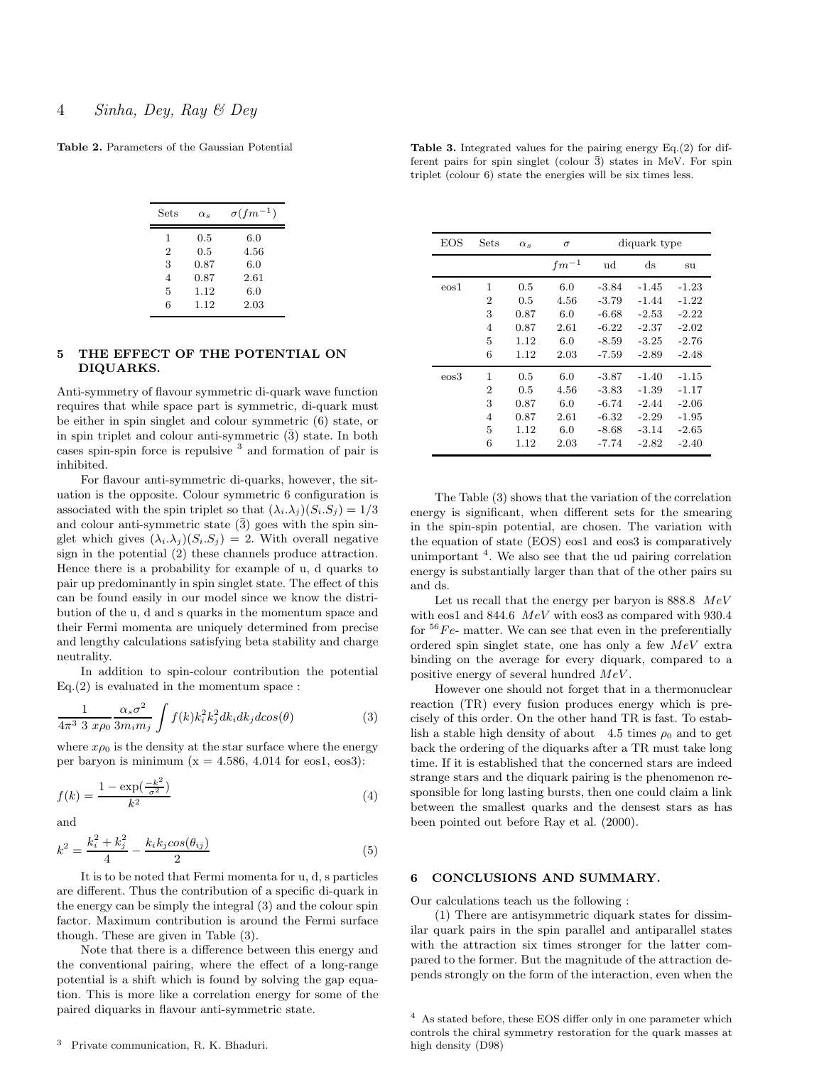**Table 2.** Parameters of the Gaussian Potential

| Sets | $\alpha_s$ | $\sigma(fm^{-1})$ |
|---|---|---|
| 1 | 0.5 | 6.0 |
| 2 | 0.5 | 4.56 |
| 3 | 0.87 | 6.0 |
| 4 | 0.87 | 2.61 |
| 5 | 1.12 | 6.0 |
| 6 | 1.12 | 2.03 |

## 5 THE EFFECT OF THE POTENTIAL ON DIQUARKS.

Anti-symmetry of flavour symmetric di-quark wave function requires that while space part is symmetric, di-quark must be either in spin singlet and colour symmetric (6) state, or in spin triplet and colour anti-symmetric ($\bar{3}$) state. In both cases spin-spin force is repulsive [3] and formation of pair is inhibited.

For flavour anti-symmetric di-quarks, however, the situation is the opposite. Colour symmetric 6 configuration is associated with the spin triplet so that $(\lambda_i.\lambda_j)(S_i.S_j) = 1/3$ and colour anti-symmetric state ($\bar{3}$) goes with the spin singlet which gives $(\lambda_i.\lambda_j)(S_i.S_j) = 2$. With overall negative sign in the potential (2) these channels produce attraction. Hence there is a probability for example of u, d quarks to pair up predominantly in spin singlet state. The effect of this can be found easily in our model since we know the distribution of the u, d and s quarks in the momentum space and their Fermi momenta are uniquely determined from precise and lengthy calculations satisfying beta stability and charge neutrality.

In addition to spin-colour contribution the potential Eq.(2) is evaluated in the momentum space :

$$\frac{1}{4\pi^3 \; 3 \; x\rho_0} \frac{\alpha_s \sigma^2}{3m_i m_j} \int f(k) k_i^2 k_j^2 dk_i dk_j d\cos(\theta) \quad (3)$$

where $x\rho_0$ is the density at the star surface where the energy per baryon is minimum (x = 4.586, 4.014 for eos1, eos3):

$$f(k) = \frac{1 - \exp(\frac{-k^2}{\sigma^2})}{k^2} \quad (4)$$

and

$$k^2 = \frac{k_i^2 + k_j^2}{4} - \frac{k_i k_j \cos(\theta_{ij})}{2} \quad (5)$$

It is to be noted that Fermi momenta for u, d, s particles are different. Thus the contribution of a specific di-quark in the energy can be simply the integral (3) and the colour spin factor. Maximum contribution is around the Fermi surface though. These are given in Table (3).

Note that there is a difference between this energy and the conventional pairing, where the effect of a long-range potential is a shift which is found by solving the gap equation. This is more like a correlation energy for some of the paired diquarks in flavour anti-symmetric state.

**Table 3.** Integrated values for the pairing energy Eq.(2) for different pairs for spin singlet (colour $\bar{3}$) states in MeV. For spin triplet (colour 6) state the energies will be six times less.

| EOS | Sets | $\alpha_s$ | $\sigma$ | diquark type | | |
|---|---|---|---|---|---|---|
| | | | $fm^{-1}$ | ud | ds | su |
| eos1 | 1 | 0.5 | 6.0 | -3.84 | -1.45 | -1.23 |
| | 2 | 0.5 | 4.56 | -3.79 | -1.44 | -1.22 |
| | 3 | 0.87 | 6.0 | -6.68 | -2.53 | -2.22 |
| | 4 | 0.87 | 2.61 | -6.22 | -2.37 | -2.02 |
| | 5 | 1.12 | 6.0 | -8.59 | -3.25 | -2.76 |
| | 6 | 1.12 | 2.03 | -7.59 | -2.89 | -2.48 |
| eos3 | 1 | 0.5 | 6.0 | -3.87 | -1.40 | -1.15 |
| | 2 | 0.5 | 4.56 | -3.83 | -1.39 | -1.17 |
| | 3 | 0.87 | 6.0 | -6.74 | -2.44 | -2.06 |
| | 4 | 0.87 | 2.61 | -6.32 | -2.29 | -1.95 |
| | 5 | 1.12 | 6.0 | -8.68 | -3.14 | -2.65 |
| | 6 | 1.12 | 2.03 | -7.74 | -2.82 | -2.40 |

The Table (3) shows that the variation of the correlation energy is significant, when different sets for the smearing in the spin-spin potential, are chosen. The variation with the equation of state (EOS) eos1 and eos3 is comparatively unimportant [4]. We also see that the ud pairing correlation energy is substantially larger than that of the other pairs su and ds.

Let us recall that the energy per baryon is 888.8 $MeV$ with eos1 and 844.6 $MeV$ with eos3 as compared with 930.4 for $^{56}Fe$- matter. We can see that even in the preferentially ordered spin singlet state, one has only a few $MeV$ extra binding on the average for every diquark, compared to a positive energy of several hundred $MeV$.

However one should not forget that in a thermonuclear reaction (TR) every fusion produces energy which is precisely of this order. On the other hand TR is fast. To establish a stable high density of about 4.5 times $\rho_0$ and to get back the ordering of the diquarks after a TR must take long time. If it is established that the concerned stars are indeed strange stars and the diquark pairing is the phenomenon responsible for long lasting bursts, then one could claim a link between the smallest quarks and the densest stars as has been pointed out before Ray et al. (2000).

## 6 CONCLUSIONS AND SUMMARY.

Our calculations teach us the following :

(1) There are antisymmetric diquark states for dissimilar quark pairs in the spin parallel and antiparallel states with the attraction six times stronger for the latter compared to the former. But the magnitude of the attraction depends strongly on the form of the interaction, even when the

[3] Private communication, R. K. Bhaduri.

[4] As stated before, these EOS differ only in one parameter which controls the chiral symmetry restoration for the quark masses at high density (D98)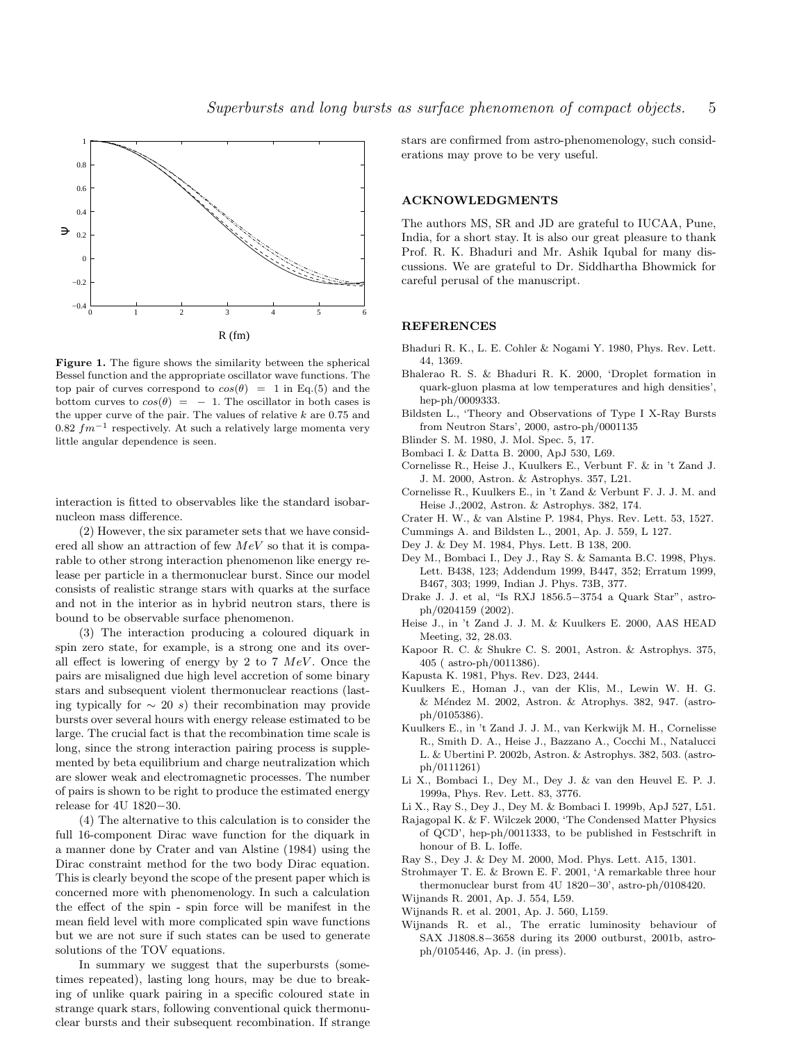1

0.8

0.6

0.4

0.2

0

−0.2

−0.4

0 1 2 3 4 5 6

$\Psi$

R (fm)

**Figure 1.** The figure shows the similarity between the spherical Bessel function and the appropriate oscillator wave functions. The top pair of curves correspond to $cos(\theta) = 1$ in Eq.(5) and the bottom curves to $cos(\theta) = -1$. The oscillator in both cases is the upper curve of the pair. The values of relative $k$ are 0.75 and 0.82 $fm^{-1}$ respectively. At such a relatively large momenta very little angular dependence is seen.

interaction is fitted to observables like the standard isobar-nucleon mass difference.

(2) However, the six parameter sets that we have considered all show an attraction of few $MeV$ so that it is comparable to other strong interaction phenomenon like energy release per particle in a thermonuclear burst. Since our model consists of realistic strange stars with quarks at the surface and not in the interior as in hybrid neutron stars, there is bound to be observable surface phenomenon.

(3) The interaction producing a coloured diquark in spin zero state, for example, is a strong one and its overall effect is lowering of energy by 2 to 7 $MeV$. Once the pairs are misaligned due high level accretion of some binary stars and subsequent violent thermonuclear reactions (lasting typically for $\sim 20\ s$) their recombination may provide bursts over several hours with energy release estimated to be large. The crucial fact is that the recombination time scale is long, since the strong interaction pairing process is supplemented by beta equilibrium and charge neutralization which are slower weak and electromagnetic processes. The number of pairs is shown to be right to produce the estimated energy release for 4U 1820−30.

(4) The alternative to this calculation is to consider the full 16-component Dirac wave function for the diquark in a manner done by Crater and van Alstine (1984) using the Dirac constraint method for the two body Dirac equation. This is clearly beyond the scope of the present paper which is concerned more with phenomenology. In such a calculation the effect of the spin - spin force will be manifest in the mean field level with more complicated spin wave functions but we are not sure if such states can be used to generate solutions of the TOV equations.

In summary we suggest that the superbursts (sometimes repeated), lasting long hours, may be due to breaking of unlike quark pairing in a specific coloured state in strange quark stars, following conventional quick thermonuclear bursts and their subsequent recombination. If strange stars are confirmed from astro-phenomenology, such considerations may prove to be very useful.

## ACKNOWLEDGMENTS

The authors MS, SR and JD are grateful to IUCAA, Pune, India, for a short stay. It is also our great pleasure to thank Prof. R. K. Bhaduri and Mr. Ashik Iqubal for many discussions. We are grateful to Dr. Siddhartha Bhowmick for careful perusal of the manuscript.

## REFERENCES

Bhaduri R. K., L. E. Cohler & Nogami Y. 1980, Phys. Rev. Lett. 44, 1369.

Bhalerao R. S. & Bhaduri R. K. 2000, 'Droplet formation in quark-gluon plasma at low temperatures and high densities', hep-ph/0009333.

Bildsten L., 'Theory and Observations of Type I X-Ray Bursts from Neutron Stars', 2000, astro-ph/0001135

Blinder S. M. 1980, J. Mol. Spec. 5, 17.

Bombaci I. & Datta B. 2000, ApJ 530, L69.

Cornelisse R., Heise J., Kuulkers E., Verbunt F. & in 't Zand J. J. M. 2000, Astron. & Astrophys. 357, L21.

Cornelisse R., Kuulkers E., in 't Zand & Verbunt F. J. J. M. and Heise J.,2002, Astron. & Astrophys. 382, 174.

Crater H. W., & van Alstine P. 1984, Phys. Rev. Lett. 53, 1527.

Cummings A. and Bildsten L., 2001, Ap. J. 559, L 127.

Dey J. & Dey M. 1984, Phys. Lett. B 138, 200.

Dey M., Bombaci I., Dey J., Ray S. & Samanta B.C. 1998, Phys. Lett. B438, 123; Addendum 1999, B447, 352; Erratum 1999, B467, 303; 1999, Indian J. Phys. 73B, 377.

Drake J. J. et al, "Is RXJ 1856.5−3754 a Quark Star", astro-ph/0204159 (2002).

Heise J., in 't Zand J. J. M. & Kuulkers E. 2000, AAS HEAD Meeting, 32, 28.03.

Kapoor R. C. & Shukre C. S. 2001, Astron. & Astrophys. 375, 405 ( astro-ph/0011386).

Kapusta K. 1981, Phys. Rev. D23, 2444.

Kuulkers E., Homan J., van der Klis, M., Lewin W. H. G. & Méndez M. 2002, Astron. & Atrophys. 382, 947. (astro-ph/0105386).

Kuulkers E., in 't Zand J. J. M., van Kerkwijk M. H., Cornelisse R., Smith D. A., Heise J., Bazzano A., Cocchi M., Natalucci L. & Ubertini P. 2002b, Astron. & Astrophys. 382, 503. (astro-ph/0111261)

Li X., Bombaci I., Dey M., Dey J. & van den Heuvel E. P. J. 1999a, Phys. Rev. Lett. 83, 3776.

Li X., Ray S., Dey J., Dey M. & Bombaci I. 1999b, ApJ 527, L51.

Rajagopal K. & F. Wilczek 2000, 'The Condensed Matter Physics of QCD', hep-ph/0011333, to be published in Festschrift in honour of B. L. Ioffe.

Ray S., Dey J. & Dey M. 2000, Mod. Phys. Lett. A15, 1301.

Strohmayer T. E. & Brown E. F. 2001, 'A remarkable three hour thermonuclear burst from 4U 1820−30', astro-ph/0108420.

Wijnands R. 2001, Ap. J. 554, L59.

Wijnands R. et al. 2001, Ap. J. 560, L159.

Wijnands R. et al., The erratic luminosity behaviour of SAX J1808.8−3658 during its 2000 outburst, 2001b, astro-ph/0105446, Ap. J. (in press).